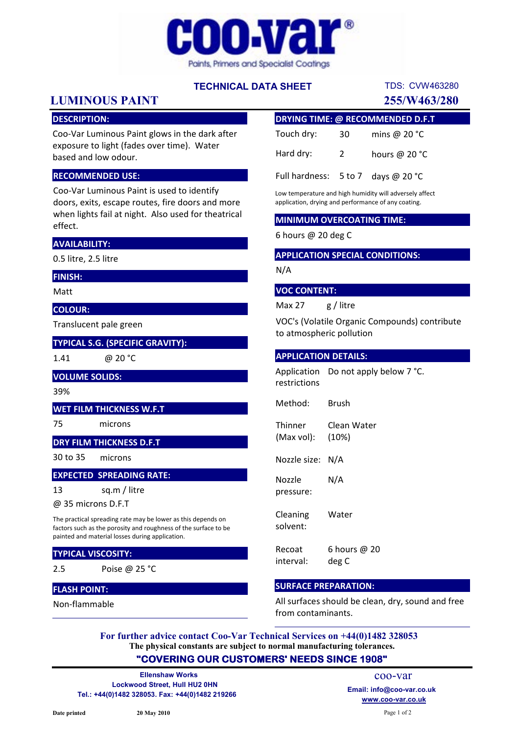coo-var®

Paints, Primers and Specialist Coatings

**TECHNICAL DATA SHEET**

TDS: CVW463280

# LUMINOUS PAINT

**255/W463/280**

## DESCRIPTION:

Coo-Var Luminous Paint glows in the dark after exposure to light (fades over time). Water based and low odour.

## RECOMMENDED USE:

Coo-Var Luminous Paint is used to identify doors, exits, escape routes, fire doors and more when lights fail at night. Also used for theatrical effect.

## AVAILABILITY:

0.5 litre, 2.5 litre

## FINISH:

Matt

## COLOUR:

Translucent pale green

## TYPICAL S.G. (SPECIFIC GRAVITY):

1.41 @ 20 °C

## VOLUME SOLIDS:

39%

## WET FILM THICKNESS W.F.T

75 microns

## DRY FILM THICKNESS D.F.T

30 to 35 microns

## EXPECTED SPREADING RATE:

13 sq.m / litre

@ 35 microns D.F.T

The practical spreading rate may be lower as this depends on factors such as the porosity and roughness of the surface to be painted and material losses during application.

## TYPICAL VISCOSITY:

2.5 Poise @ 25 °C

## FLASH POINT:

Non-flammable

## DRYING TIME: @ RECOMMENDED D.F.T

| | | |
|---|---|---|
| Touch dry: | 30 | mins @ 20 °C |
| Hard dry: | 2 | hours @ 20 °C |
| Full hardness: | 5 to 7 | days @ 20 °C |

Low temperature and high humidity will adversely affect application, drying and performance of any coating.

## MINIMUM OVERCOATING TIME:

6 hours @ 20 deg C

## APPLICATION SPECIAL CONDITIONS:

N/A

## VOC CONTENT:

Max 27 g / litre

VOC's (Volatile Organic Compounds) contribute to atmospheric pollution

## APPLICATION DETAILS:

| | |
|---|---|
| Application restrictions | Do not apply below 7 °C. |
| Method: | Brush |
| Thinner (Max vol): | Clean Water (10%) |
| Nozzle size: | N/A |
| Nozzle pressure: | N/A |
| Cleaning solvent: | Water |
| Recoat interval: | 6 hours @ 20 deg C |

## SURFACE PREPARATION:

All surfaces should be clean, dry, sound and free from contaminants.

**For further advice contact Coo-Var Technical Services on +44(0)1482 328053**
**The physical constants are subject to normal manufacturing tolerances.**

**"COVERING OUR CUSTOMERS' NEEDS SINCE 1908"**

**Ellenshaw Works**
**Lockwood Street, Hull HU2 0HN**
**Tel.: +44(0)1482 328053. Fax: +44(0)1482 219266**

coo-var
**Email: info@coo-var.co.uk**
**www.coo-var.co.uk**

**Date printed** **20 May 2010**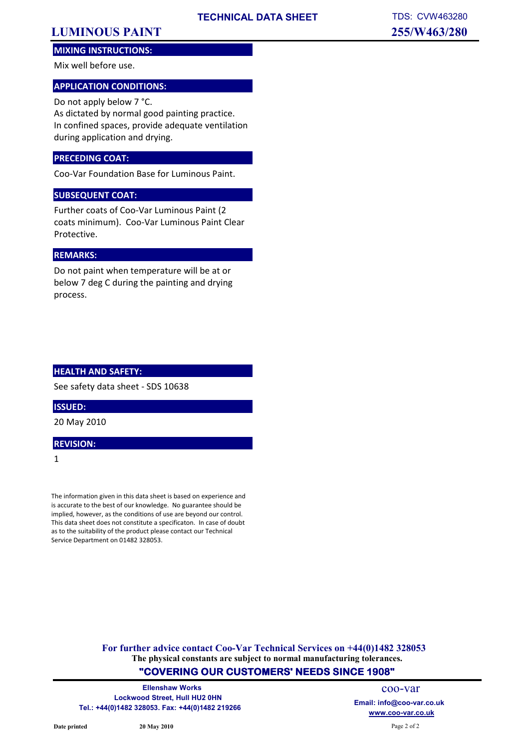**TECHNICAL DATA SHEET** TDS: CVW463280

# LUMINOUS PAINT **255/W463/280**

## MIXING INSTRUCTIONS:

Mix well before use.

## APPLICATION CONDITIONS:

Do not apply below 7 °C.
As dictated by normal good painting practice.
In confined spaces, provide adequate ventilation during application and drying.

## PRECEDING COAT:

Coo-Var Foundation Base for Luminous Paint.

## SUBSEQUENT COAT:

Further coats of Coo-Var Luminous Paint (2 coats minimum). Coo-Var Luminous Paint Clear Protective.

## REMARKS:

Do not paint when temperature will be at or below 7 deg C during the painting and drying process.

## HEALTH AND SAFETY:

See safety data sheet - SDS 10638

## ISSUED:

20 May 2010

## REVISION:

1

The information given in this data sheet is based on experience and is accurate to the best of our knowledge. No guarantee should be implied, however, as the conditions of use are beyond our control. This data sheet does not constitute a specificaton. In case of doubt as to the suitability of the product please contact our Technical Service Department on 01482 328053.

**For further advice contact Coo-Var Technical Services on +44(0)1482 328053**
**The physical constants are subject to normal manufacturing tolerances.**
**"COVERING OUR CUSTOMERS' NEEDS SINCE 1908"**

**Ellenshaw Works**
**Lockwood Street, Hull HU2 0HN**
**Tel.: +44(0)1482 328053. Fax: +44(0)1482 219266**

coo-var
**Email: info@coo-var.co.uk**
**www.coo-var.co.uk**

**Date printed** **20 May 2010**